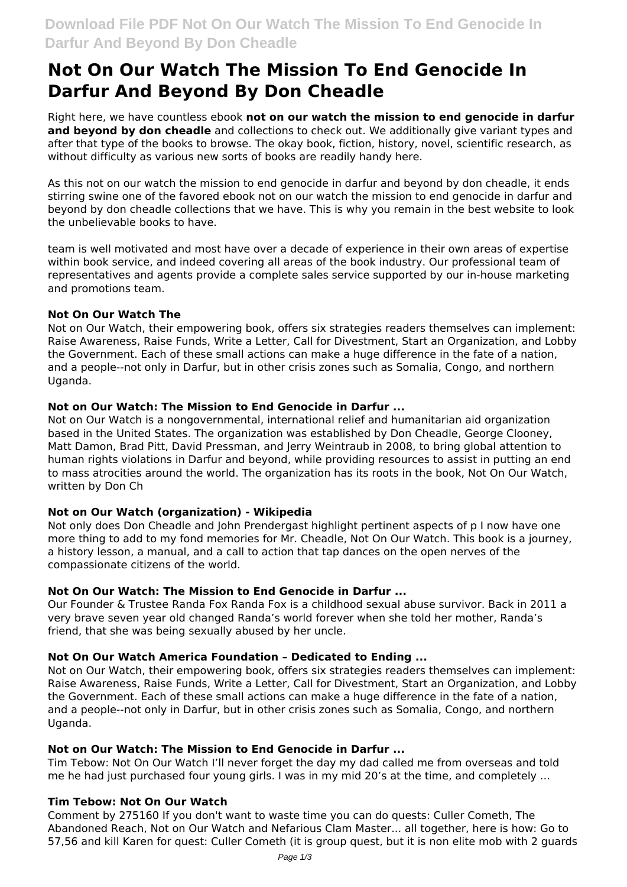# Not On Our Watch The Mission To End Genocide In Darfur And Beyond By Don Cheadle

Right here, we have countless ebook **not on our watch the mission to end genocide in darfur and beyond by don cheadle** and collections to check out. We additionally give variant types and after that type of the books to browse. The okay book, fiction, history, novel, scientific research, as without difficulty as various new sorts of books are readily handy here.

As this not on our watch the mission to end genocide in darfur and beyond by don cheadle, it ends stirring swine one of the favored ebook not on our watch the mission to end genocide in darfur and beyond by don cheadle collections that we have. This is why you remain in the best website to look the unbelievable books to have.

team is well motivated and most have over a decade of experience in their own areas of expertise within book service, and indeed covering all areas of the book industry. Our professional team of representatives and agents provide a complete sales service supported by our in-house marketing and promotions team.

### Not On Our Watch The

Not on Our Watch, their empowering book, offers six strategies readers themselves can implement: Raise Awareness, Raise Funds, Write a Letter, Call for Divestment, Start an Organization, and Lobby the Government. Each of these small actions can make a huge difference in the fate of a nation, and a people--not only in Darfur, but in other crisis zones such as Somalia, Congo, and northern Uganda.

### Not on Our Watch: The Mission to End Genocide in Darfur ...

Not on Our Watch is a nongovernmental, international relief and humanitarian aid organization based in the United States. The organization was established by Don Cheadle, George Clooney, Matt Damon, Brad Pitt, David Pressman, and Jerry Weintraub in 2008, to bring global attention to human rights violations in Darfur and beyond, while providing resources to assist in putting an end to mass atrocities around the world. The organization has its roots in the book, Not On Our Watch, written by Don Ch

### Not on Our Watch (organization) - Wikipedia

Not only does Don Cheadle and John Prendergast highlight pertinent aspects of p I now have one more thing to add to my fond memories for Mr. Cheadle, Not On Our Watch. This book is a journey, a history lesson, a manual, and a call to action that tap dances on the open nerves of the compassionate citizens of the world.

### Not On Our Watch: The Mission to End Genocide in Darfur ...

Our Founder & Trustee Randa Fox Randa Fox is a childhood sexual abuse survivor. Back in 2011 a very brave seven year old changed Randa's world forever when she told her mother, Randa's friend, that she was being sexually abused by her uncle.

### Not On Our Watch America Foundation – Dedicated to Ending ...

Not on Our Watch, their empowering book, offers six strategies readers themselves can implement: Raise Awareness, Raise Funds, Write a Letter, Call for Divestment, Start an Organization, and Lobby the Government. Each of these small actions can make a huge difference in the fate of a nation, and a people--not only in Darfur, but in other crisis zones such as Somalia, Congo, and northern Uganda.

### Not on Our Watch: The Mission to End Genocide in Darfur ...

Tim Tebow: Not On Our Watch I'll never forget the day my dad called me from overseas and told me he had just purchased four young girls. I was in my mid 20's at the time, and completely ...

### Tim Tebow: Not On Our Watch

Comment by 275160 If you don't want to waste time you can do quests: Culler Cometh, The Abandoned Reach, Not on Our Watch and Nefarious Clam Master... all together, here is how: Go to 57,56 and kill Karen for quest: Culler Cometh (it is group quest, but it is non elite mob with 2 guards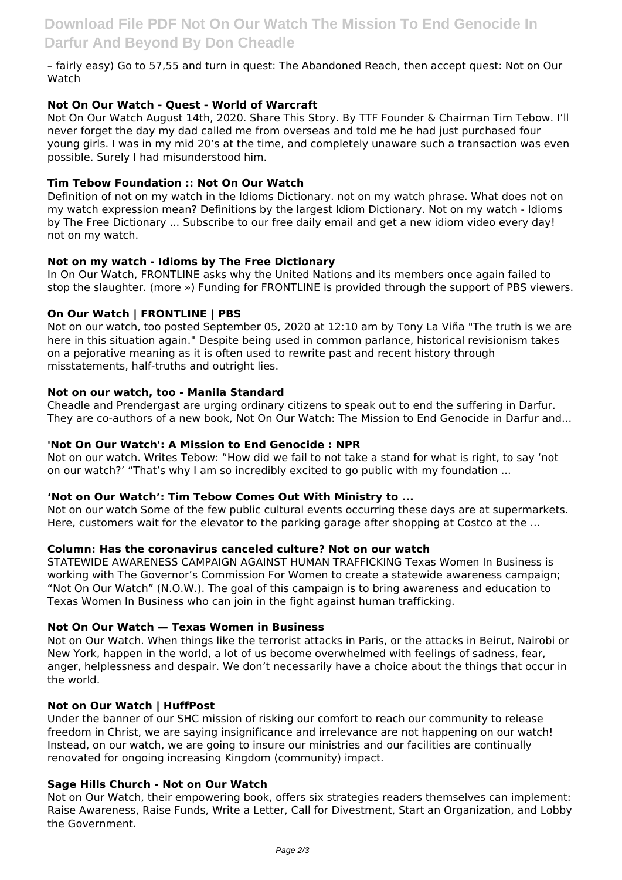– fairly easy) Go to 57,55 and turn in quest: The Abandoned Reach, then accept quest: Not on Our Watch

### Not On Our Watch - Quest - World of Warcraft

Not On Our Watch August 14th, 2020. Share This Story. By TTF Founder & Chairman Tim Tebow. I'll never forget the day my dad called me from overseas and told me he had just purchased four young girls. I was in my mid 20's at the time, and completely unaware such a transaction was even possible. Surely I had misunderstood him.

### Tim Tebow Foundation :: Not On Our Watch

Definition of not on my watch in the Idioms Dictionary. not on my watch phrase. What does not on my watch expression mean? Definitions by the largest Idiom Dictionary. Not on my watch - Idioms by The Free Dictionary ... Subscribe to our free daily email and get a new idiom video every day! not on my watch.

### Not on my watch - Idioms by The Free Dictionary

In On Our Watch, FRONTLINE asks why the United Nations and its members once again failed to stop the slaughter. (more ») Funding for FRONTLINE is provided through the support of PBS viewers.

### On Our Watch | FRONTLINE | PBS

Not on our watch, too posted September 05, 2020 at 12:10 am by Tony La Viña "The truth is we are here in this situation again." Despite being used in common parlance, historical revisionism takes on a pejorative meaning as it is often used to rewrite past and recent history through misstatements, half-truths and outright lies.

### Not on our watch, too - Manila Standard

Cheadle and Prendergast are urging ordinary citizens to speak out to end the suffering in Darfur. They are co-authors of a new book, Not On Our Watch: The Mission to End Genocide in Darfur and...

### 'Not On Our Watch': A Mission to End Genocide : NPR

Not on our watch. Writes Tebow: "How did we fail to not take a stand for what is right, to say 'not on our watch?' "That's why I am so incredibly excited to go public with my foundation ...

### 'Not on Our Watch': Tim Tebow Comes Out With Ministry to ...

Not on our watch Some of the few public cultural events occurring these days are at supermarkets. Here, customers wait for the elevator to the parking garage after shopping at Costco at the ...

### Column: Has the coronavirus canceled culture? Not on our watch

STATEWIDE AWARENESS CAMPAIGN AGAINST HUMAN TRAFFICKING Texas Women In Business is working with The Governor's Commission For Women to create a statewide awareness campaign; "Not On Our Watch" (N.O.W.). The goal of this campaign is to bring awareness and education to Texas Women In Business who can join in the fight against human trafficking.

### Not On Our Watch — Texas Women in Business

Not on Our Watch. When things like the terrorist attacks in Paris, or the attacks in Beirut, Nairobi or New York, happen in the world, a lot of us become overwhelmed with feelings of sadness, fear, anger, helplessness and despair. We don't necessarily have a choice about the things that occur in the world.

### Not on Our Watch | HuffPost

Under the banner of our SHC mission of risking our comfort to reach our community to release freedom in Christ, we are saying insignificance and irrelevance are not happening on our watch! Instead, on our watch, we are going to insure our ministries and our facilities are continually renovated for ongoing increasing Kingdom (community) impact.

### Sage Hills Church - Not on Our Watch

Not on Our Watch, their empowering book, offers six strategies readers themselves can implement: Raise Awareness, Raise Funds, Write a Letter, Call for Divestment, Start an Organization, and Lobby the Government.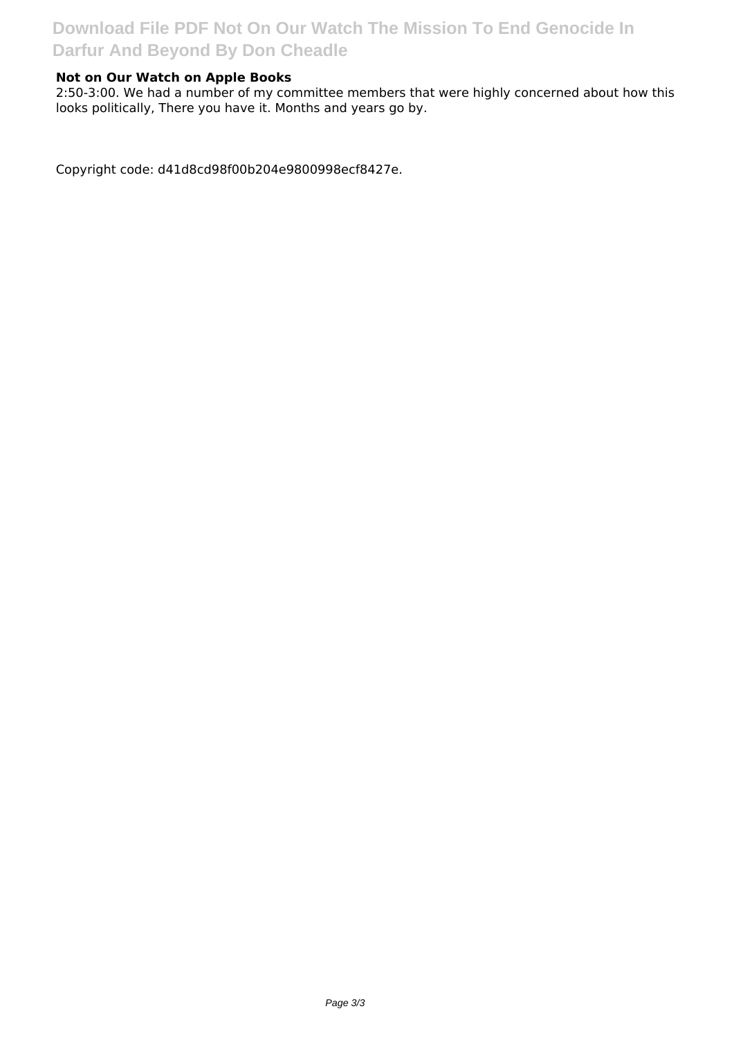**Not on Our Watch on Apple Books**

2:50-3:00. We had a number of my committee members that were highly concerned about how this looks politically, There you have it. Months and years go by.

Copyright code: d41d8cd98f00b204e9800998ecf8427e.